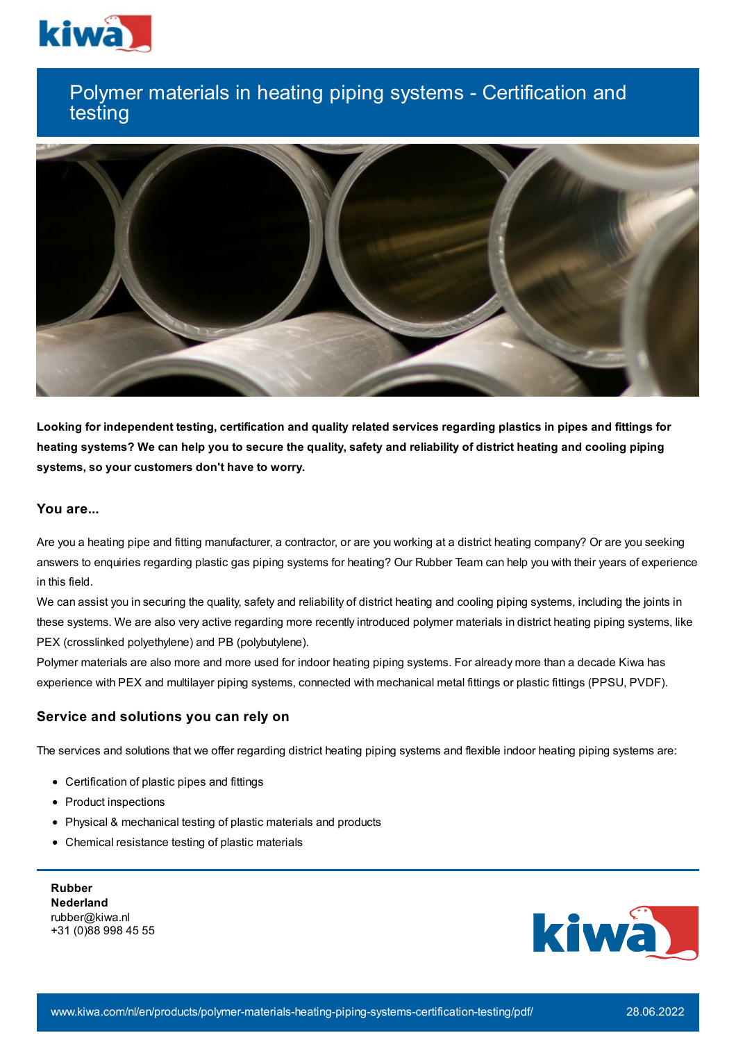# Polymer materials in heating piping systems - Certification and testing

**Looking for independent testing, certification and quality related services regarding plastics in pipes and fittings for heating systems? We can help you to secure the quality, safety and reliability of district heating and cooling piping systems, so your customers don't have to worry.**

### You are...

Are you a heating pipe and fitting manufacturer, a contractor, or are you working at a district heating company? Or are you seeking answers to enquiries regarding plastic gas piping systems for heating? Our Rubber Team can help you with their years of experience in this field.

We can assist you in securing the quality, safety and reliability of district heating and cooling piping systems, including the joints in these systems. We are also very active regarding more recently introduced polymer materials in district heating piping systems, like PEX (crosslinked polyethylene) and PB (polybutylene).

Polymer materials are also more and more used for indoor heating piping systems. For already more than a decade Kiwa has experience with PEX and multilayer piping systems, connected with mechanical metal fittings or plastic fittings (PPSU, PVDF).

### Service and solutions you can rely on

The services and solutions that we offer regarding district heating piping systems and flexible indoor heating piping systems are:

- Certification of plastic pipes and fittings
- Product inspections
- Physical & mechanical testing of plastic materials and products
- Chemical resistance testing of plastic materials

**Rubber Nederland**
rubber@kiwa.nl
+31 (0)88 998 45 55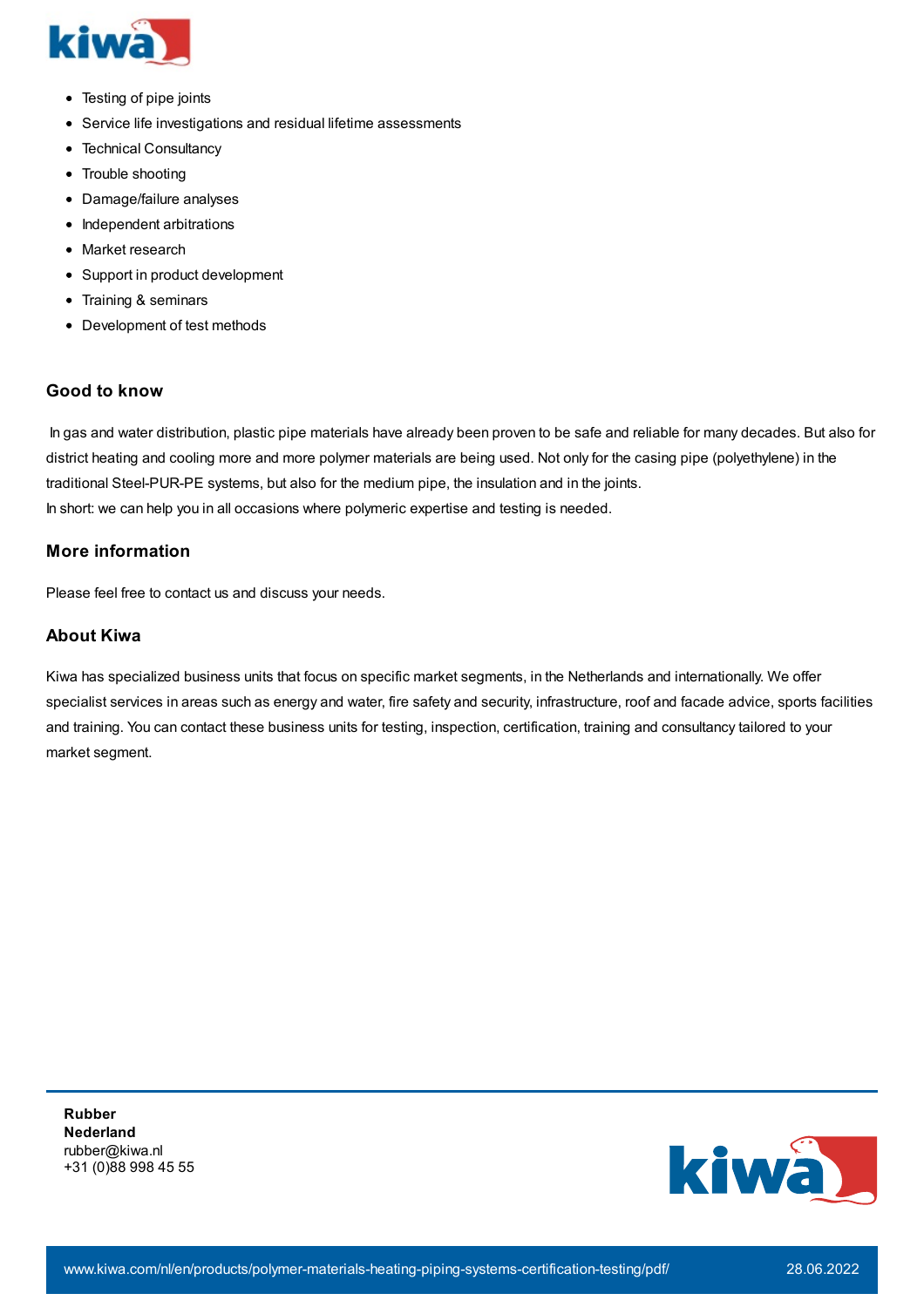- Testing of pipe joints
- Service life investigations and residual lifetime assessments
- Technical Consultancy
- Trouble shooting
- Damage/failure analyses
- Independent arbitrations
- Market research
- Support in product development
- Training & seminars
- Development of test methods

## Good to know

In gas and water distribution, plastic pipe materials have already been proven to be safe and reliable for many decades. But also for district heating and cooling more and more polymer materials are being used. Not only for the casing pipe (polyethylene) in the traditional Steel-PUR-PE systems, but also for the medium pipe, the insulation and in the joints.
In short: we can help you in all occasions where polymeric expertise and testing is needed.

## More information

Please feel free to contact us and discuss your needs.

## About Kiwa

Kiwa has specialized business units that focus on specific market segments, in the Netherlands and internationally. We offer specialist services in areas such as energy and water, fire safety and security, infrastructure, roof and facade advice, sports facilities and training. You can contact these business units for testing, inspection, certification, training and consultancy tailored to your market segment.

**Rubber**
**Nederland**
rubber@kiwa.nl
+31 (0)88 998 45 55